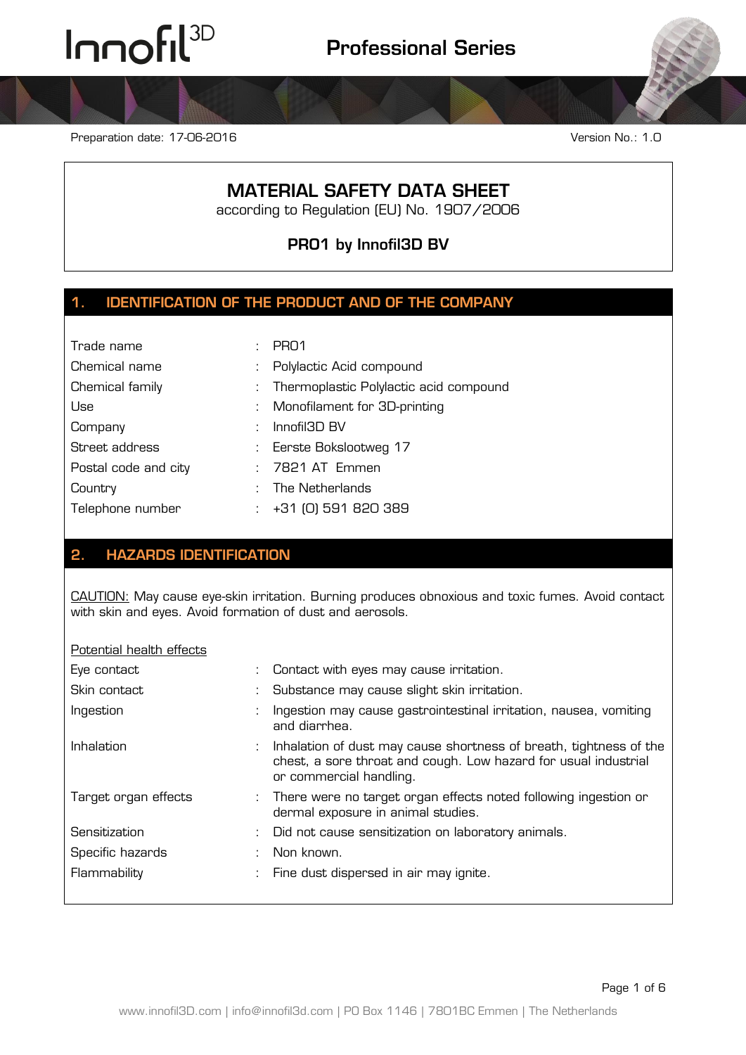Preparation date: 17-06-2016

Version No.: 1.0

# MATERIAL SAFETY DATA SHEET

according to Regulation (EU) No. 1907/2006

**PRO1 by Innofil3D BV**

## 1. IDENTIFICATION OF THE PRODUCT AND OF THE COMPANY

| | | |
|---|---|---|
| Trade name | : | PRO1 |
| Chemical name | : | Polylactic Acid compound |
| Chemical family | : | Thermoplastic Polylactic acid compound |
| Use | : | Monofilament for 3D-printing |
| Company | : | Innofil3D BV |
| Street address | : | Eerste Bokslootweg 17 |
| Postal code and city | : | 7821 AT Emmen |
| Country | : | The Netherlands |
| Telephone number | : | +31 (0) 591 820 389 |

## 2. HAZARDS IDENTIFICATION

CAUTION: May cause eye-skin irritation. Burning produces obnoxious and toxic fumes. Avoid contact with skin and eyes. Avoid formation of dust and aerosols.

Potential health effects

| | | |
|---|---|---|
| Eye contact | : | Contact with eyes may cause irritation. |
| Skin contact | : | Substance may cause slight skin irritation. |
| Ingestion | : | Ingestion may cause gastrointestinal irritation, nausea, vomiting and diarrhea. |
| Inhalation | : | Inhalation of dust may cause shortness of breath, tightness of the chest, a sore throat and cough. Low hazard for usual industrial or commercial handling. |
| Target organ effects | : | There were no target organ effects noted following ingestion or dermal exposure in animal studies. |
| Sensitization | : | Did not cause sensitization on laboratory animals. |
| Specific hazards | : | Non known. |
| Flammability | : | Fine dust dispersed in air may ignite. |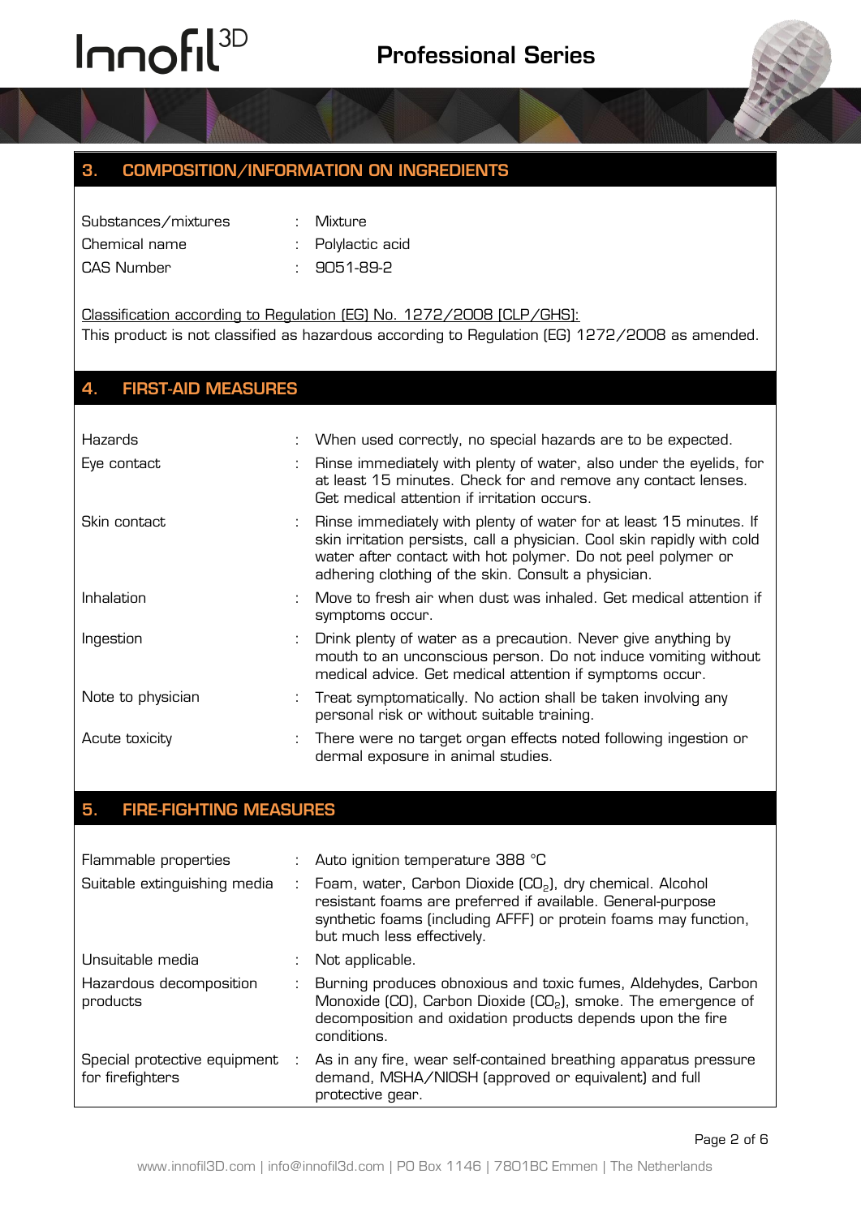## 3. COMPOSITION/INFORMATION ON INGREDIENTS

| | | |
|---|---|---|
| Substances/mixtures | : | Mixture |
| Chemical name | : | Polylactic acid |
| CAS Number | : | 9051-89-2 |

Classification according to Regulation (EG) No. 1272/2008 [CLP/GHS]:
This product is not classified as hazardous according to Regulation (EG) 1272/2008 as amended.

## 4. FIRST-AID MEASURES

| | | |
|---|---|---|
| Hazards | : | When used correctly, no special hazards are to be expected. |
| Eye contact | : | Rinse immediately with plenty of water, also under the eyelids, for at least 15 minutes. Check for and remove any contact lenses. Get medical attention if irritation occurs. |
| Skin contact | : | Rinse immediately with plenty of water for at least 15 minutes. If skin irritation persists, call a physician. Cool skin rapidly with cold water after contact with hot polymer. Do not peel polymer or adhering clothing of the skin. Consult a physician. |
| Inhalation | : | Move to fresh air when dust was inhaled. Get medical attention if symptoms occur. |
| Ingestion | : | Drink plenty of water as a precaution. Never give anything by mouth to an unconscious person. Do not induce vomiting without medical advice. Get medical attention if symptoms occur. |
| Note to physician | : | Treat symptomatically. No action shall be taken involving any personal risk or without suitable training. |
| Acute toxicity | : | There were no target organ effects noted following ingestion or dermal exposure in animal studies. |

## 5. FIRE-FIGHTING MEASURES

| | | |
|---|---|---|
| Flammable properties | : | Auto ignition temperature 388 °C |
| Suitable extinguishing media | : | Foam, water, Carbon Dioxide ($CO_2$), dry chemical. Alcohol resistant foams are preferred if available. General-purpose synthetic foams (including AFFF) or protein foams may function, but much less effectively. |
| Unsuitable media | : | Not applicable. |
| Hazardous decomposition products | : | Burning produces obnoxious and toxic fumes, Aldehydes, Carbon Monoxide (CO), Carbon Dioxide ($CO_2$), smoke. The emergence of decomposition and oxidation products depends upon the fire conditions. |
| Special protective equipment for firefighters | : | As in any fire, wear self-contained breathing apparatus pressure demand, MSHA/NIOSH (approved or equivalent) and full protective gear. |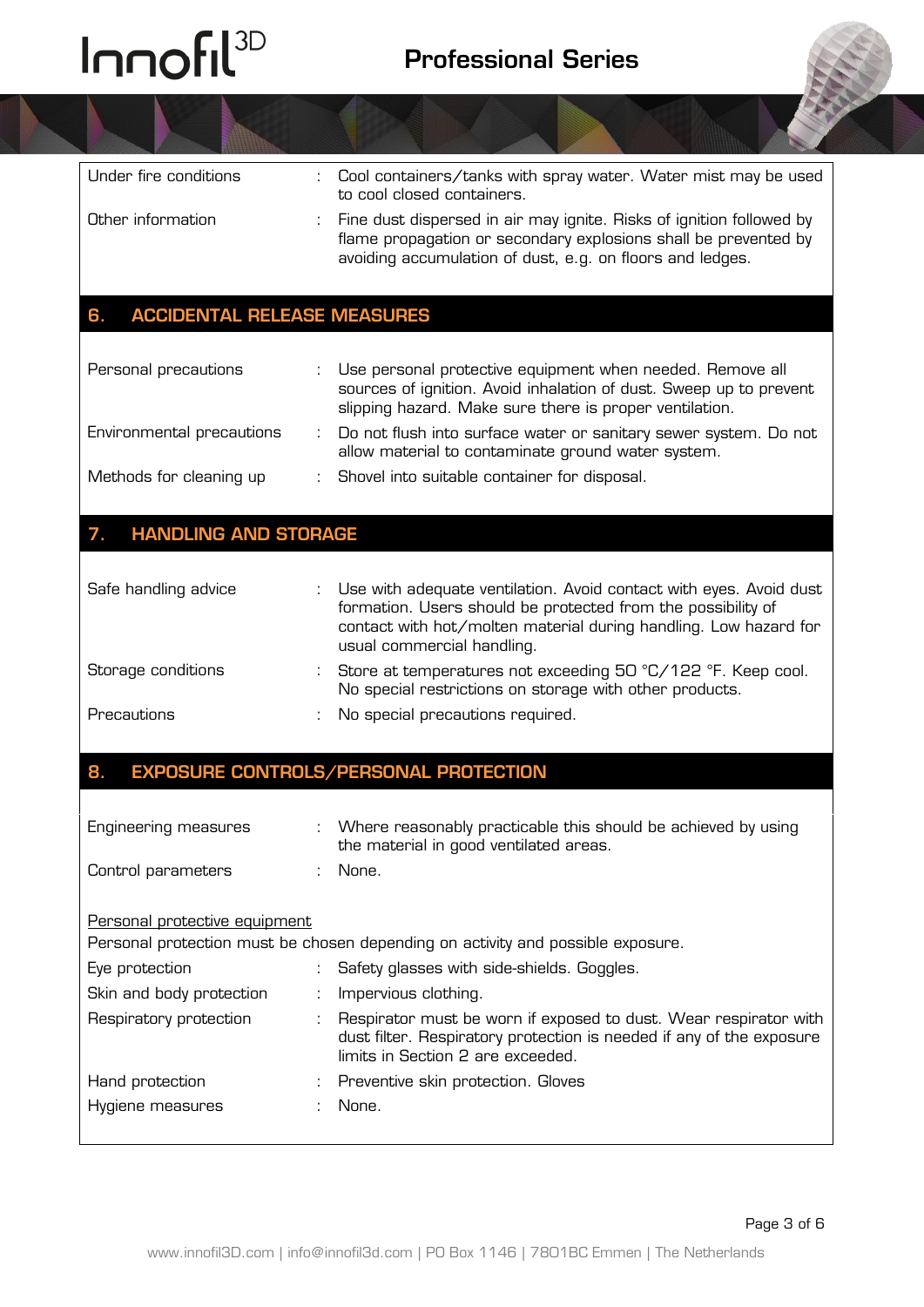| | | |
|---|---|---|
| Under fire conditions | : | Cool containers/tanks with spray water. Water mist may be used to cool closed containers. |
| Other information | : | Fine dust dispersed in air may ignite. Risks of ignition followed by flame propagation or secondary explosions shall be prevented by avoiding accumulation of dust, e.g. on floors and ledges. |

## 6. ACCIDENTAL RELEASE MEASURES

| | | |
|---|---|---|
| Personal precautions | : | Use personal protective equipment when needed. Remove all sources of ignition. Avoid inhalation of dust. Sweep up to prevent slipping hazard. Make sure there is proper ventilation. |
| Environmental precautions | : | Do not flush into surface water or sanitary sewer system. Do not allow material to contaminate ground water system. |
| Methods for cleaning up | : | Shovel into suitable container for disposal. |

## 7. HANDLING AND STORAGE

| | | |
|---|---|---|
| Safe handling advice | : | Use with adequate ventilation. Avoid contact with eyes. Avoid dust formation. Users should be protected from the possibility of contact with hot/molten material during handling. Low hazard for usual commercial handling. |
| Storage conditions | : | Store at temperatures not exceeding 50 °C/122 °F. Keep cool. No special restrictions on storage with other products. |
| Precautions | : | No special precautions required. |

## 8. EXPOSURE CONTROLS/PERSONAL PROTECTION

| | | |
|---|---|---|
| Engineering measures | : | Where reasonably practicable this should be achieved by using the material in good ventilated areas. |
| Control parameters | : | None. |

Personal protective equipment

Personal protection must be chosen depending on activity and possible exposure.

| | | |
|---|---|---|
| Eye protection | : | Safety glasses with side-shields. Goggles. |
| Skin and body protection | : | Impervious clothing. |
| Respiratory protection | : | Respirator must be worn if exposed to dust. Wear respirator with dust filter. Respiratory protection is needed if any of the exposure limits in Section 2 are exceeded. |
| Hand protection | : | Preventive skin protection. Gloves |
| Hygiene measures | : | None. |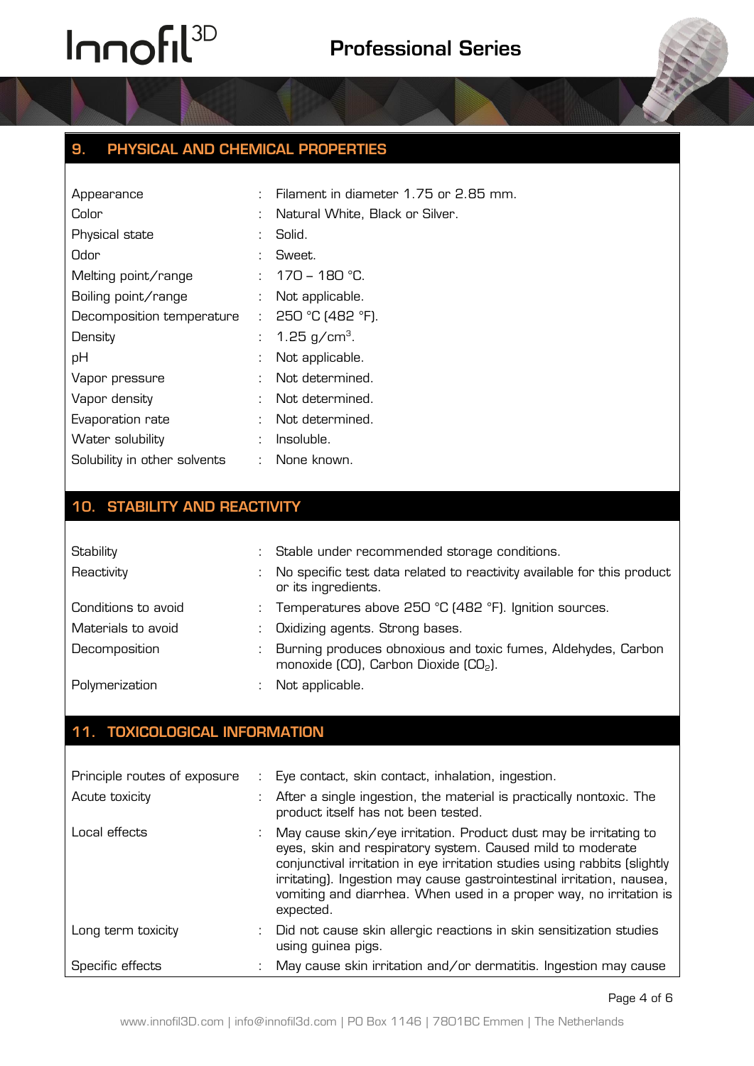## 9. PHYSICAL AND CHEMICAL PROPERTIES

| | | |
|---|---|---|
| Appearance | : | Filament in diameter 1.75 or 2.85 mm. |
| Color | : | Natural White, Black or Silver. |
| Physical state | : | Solid. |
| Odor | : | Sweet. |
| Melting point/range | : | 170 – 180 °C. |
| Boiling point/range | : | Not applicable. |
| Decomposition temperature | : | 250 °C (482 °F). |
| Density | : | 1.25 g/cm$^3$. |
| pH | : | Not applicable. |
| Vapor pressure | : | Not determined. |
| Vapor density | : | Not determined. |
| Evaporation rate | : | Not determined. |
| Water solubility | : | Insoluble. |
| Solubility in other solvents | : | None known. |

## 10. STABILITY AND REACTIVITY

| | | |
|---|---|---|
| Stability | : | Stable under recommended storage conditions. |
| Reactivity | : | No specific test data related to reactivity available for this product or its ingredients. |
| Conditions to avoid | : | Temperatures above 250 °C (482 °F). Ignition sources. |
| Materials to avoid | : | Oxidizing agents. Strong bases. |
| Decomposition | : | Burning produces obnoxious and toxic fumes, Aldehydes, Carbon monoxide (CO), Carbon Dioxide ($CO_2$). |
| Polymerization | : | Not applicable. |

## 11. TOXICOLOGICAL INFORMATION

| | | |
|---|---|---|
| Principle routes of exposure | : | Eye contact, skin contact, inhalation, ingestion. |
| Acute toxicity | : | After a single ingestion, the material is practically nontoxic. The product itself has not been tested. |
| Local effects | : | May cause skin/eye irritation. Product dust may be irritating to eyes, skin and respiratory system. Caused mild to moderate conjunctival irritation in eye irritation studies using rabbits (slightly irritating). Ingestion may cause gastrointestinal irritation, nausea, vomiting and diarrhea. When used in a proper way, no irritation is expected. |
| Long term toxicity | : | Did not cause skin allergic reactions in skin sensitization studies using guinea pigs. |
| Specific effects | : | May cause skin irritation and/or dermatitis. Ingestion may cause |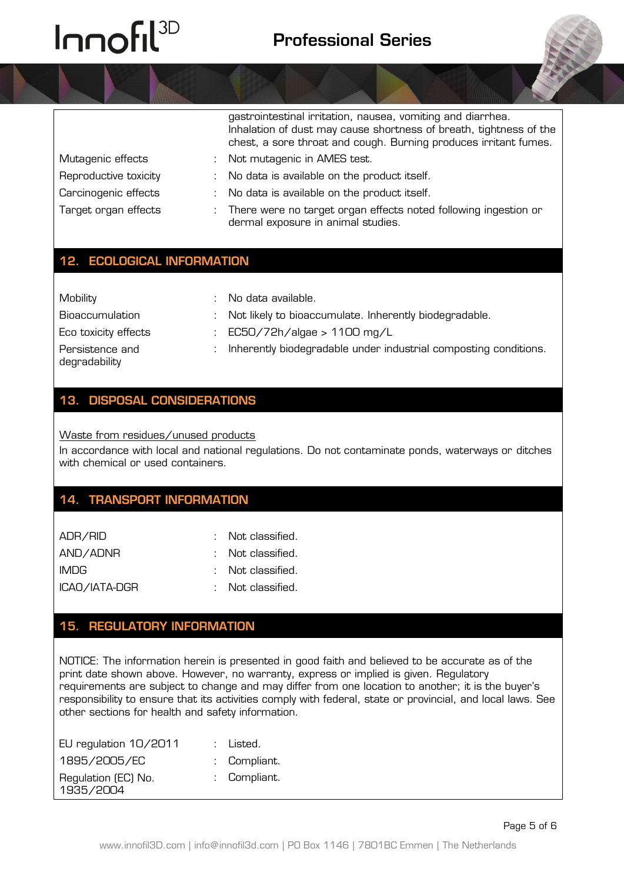| | | |
|---|---|---|
| | | gastrointestinal irritation, nausea, vomiting and diarrhea. Inhalation of dust may cause shortness of breath, tightness of the chest, a sore throat and cough. Burning produces irritant fumes. |
| Mutagenic effects | : | Not mutagenic in AMES test. |
| Reproductive toxicity | : | No data is available on the product itself. |
| Carcinogenic effects | : | No data is available on the product itself. |
| Target organ effects | : | There were no target organ effects noted following ingestion or dermal exposure in animal studies. |

## 12. ECOLOGICAL INFORMATION

| | | |
|---|---|---|
| Mobility | : | No data available. |
| Bioaccumulation | : | Not likely to bioaccumulate. Inherently biodegradable. |
| Eco toxicity effects | : | EC50/72h/algae > 1100 mg/L |
| Persistence and degradability | : | Inherently biodegradable under industrial composting conditions. |

## 13. DISPOSAL CONSIDERATIONS

Waste from residues/unused products

In accordance with local and national regulations. Do not contaminate ponds, waterways or ditches with chemical or used containers.

## 14. TRANSPORT INFORMATION

| | | |
|---|---|---|
| ADR/RID | : | Not classified. |
| AND/ADNR | : | Not classified. |
| IMDG | : | Not classified. |
| ICAO/IATA-DGR | : | Not classified. |

## 15. REGULATORY INFORMATION

NOTICE: The information herein is presented in good faith and believed to be accurate as of the print date shown above. However, no warranty, express or implied is given. Regulatory requirements are subject to change and may differ from one location to another; it is the buyer's responsibility to ensure that its activities comply with federal, state or provincial, and local laws. See other sections for health and safety information.

| | | |
|---|---|---|
| EU regulation 10/2011 | : | Listed. |
| 1895/2005/EC | : | Compliant. |
| Regulation (EC) No. 1935/2004 | : | Compliant. |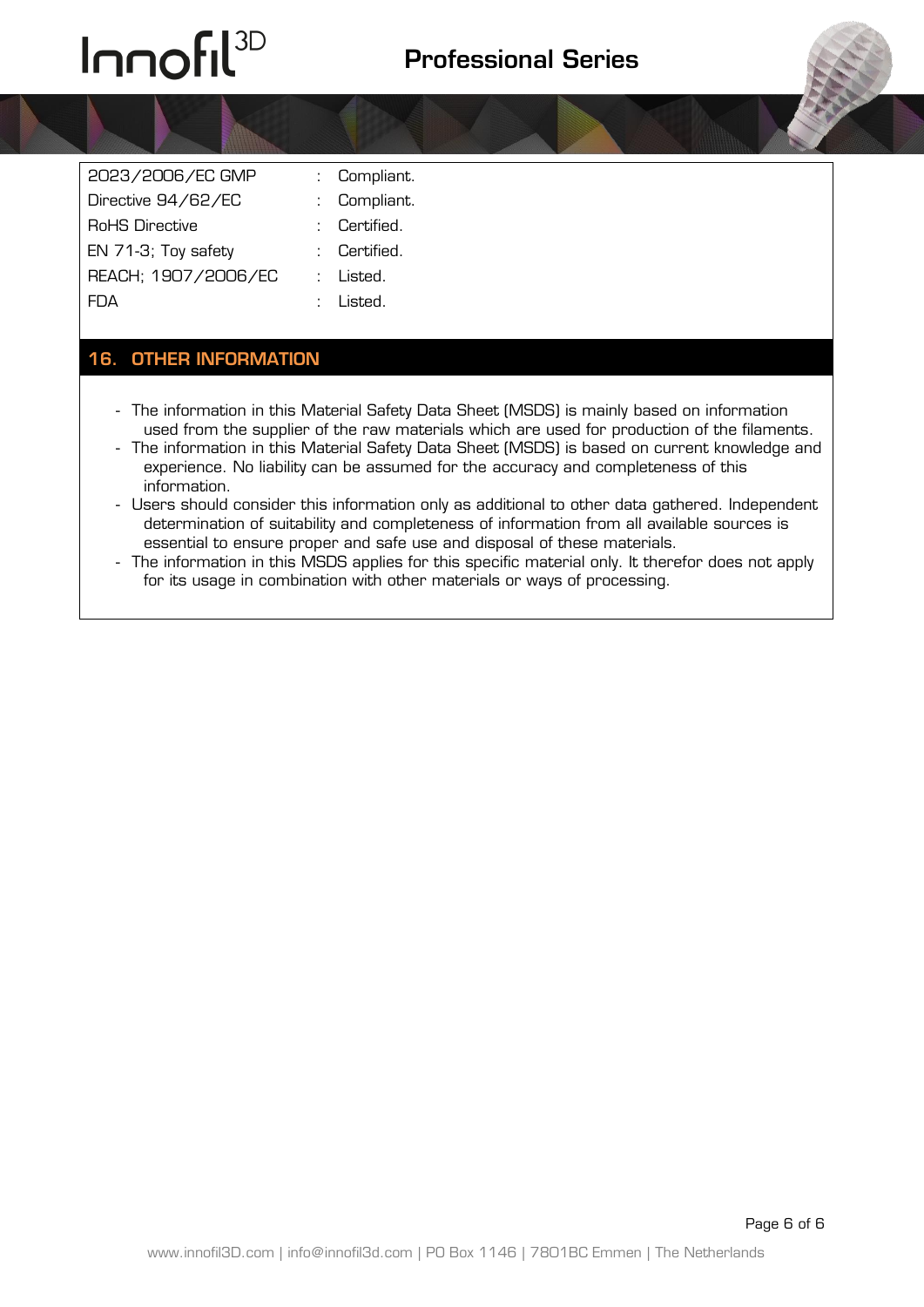| | | |
|---|---|---|
| 2023/2006/EC GMP | : | Compliant. |
| Directive 94/62/EC | : | Compliant. |
| RoHS Directive | : | Certified. |
| EN 71-3; Toy safety | : | Certified. |
| REACH; 1907/2006/EC | : | Listed. |
| FDA | : | Listed. |

## 16. OTHER INFORMATION

- The information in this Material Safety Data Sheet (MSDS) is mainly based on information used from the supplier of the raw materials which are used for production of the filaments.
- The information in this Material Safety Data Sheet (MSDS) is based on current knowledge and experience. No liability can be assumed for the accuracy and completeness of this information.
- Users should consider this information only as additional to other data gathered. Independent determination of suitability and completeness of information from all available sources is essential to ensure proper and safe use and disposal of these materials.
- The information in this MSDS applies for this specific material only. It therefor does not apply for its usage in combination with other materials or ways of processing.